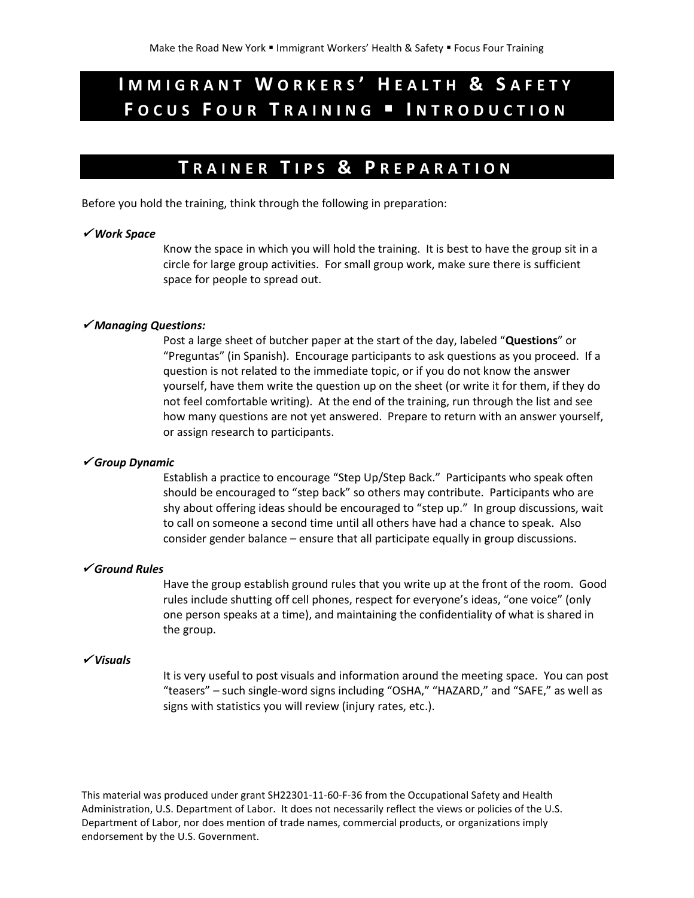# Immigrant Workers' Health & Safety Focus Four Training ▪ Introduction

## Trainer Tips & Preparation

Before you hold the training, think through the following in preparation:

✔***Work Space***

Know the space in which you will hold the training. It is best to have the group sit in a circle for large group activities. For small group work, make sure there is sufficient space for people to spread out.

✔***Managing Questions:***

Post a large sheet of butcher paper at the start of the day, labeled "**Questions**" or "Preguntas" (in Spanish). Encourage participants to ask questions as you proceed. If a question is not related to the immediate topic, or if you do not know the answer yourself, have them write the question up on the sheet (or write it for them, if they do not feel comfortable writing). At the end of the training, run through the list and see how many questions are not yet answered. Prepare to return with an answer yourself, or assign research to participants.

✔***Group Dynamic***

Establish a practice to encourage "Step Up/Step Back." Participants who speak often should be encouraged to "step back" so others may contribute. Participants who are shy about offering ideas should be encouraged to "step up." In group discussions, wait to call on someone a second time until all others have had a chance to speak. Also consider gender balance – ensure that all participate equally in group discussions.

✔***Ground Rules***

Have the group establish ground rules that you write up at the front of the room. Good rules include shutting off cell phones, respect for everyone's ideas, "one voice" (only one person speaks at a time), and maintaining the confidentiality of what is shared in the group.

✔***Visuals***

It is very useful to post visuals and information around the meeting space. You can post "teasers" – such single-word signs including "OSHA," "HAZARD," and "SAFE," as well as signs with statistics you will review (injury rates, etc.).

This material was produced under grant SH22301-11-60-F-36 from the Occupational Safety and Health Administration, U.S. Department of Labor. It does not necessarily reflect the views or policies of the U.S. Department of Labor, nor does mention of trade names, commercial products, or organizations imply endorsement by the U.S. Government.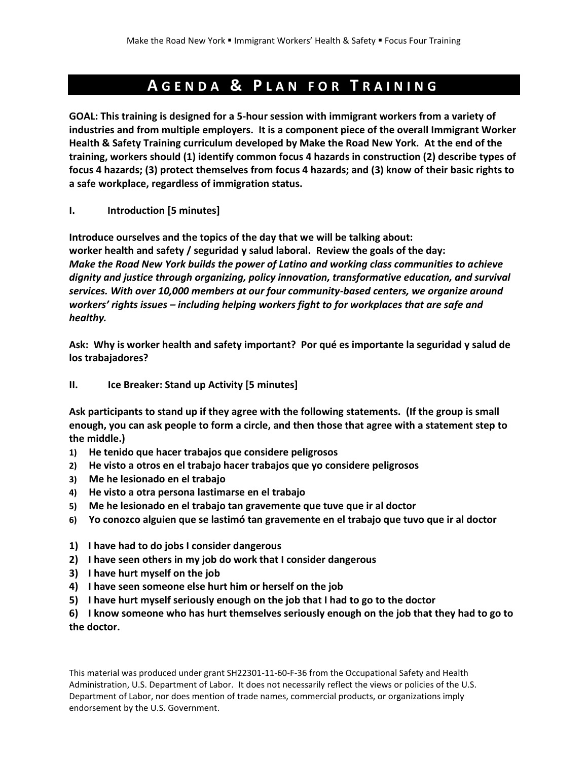# AGENDA & PLAN FOR TRAINING

**GOAL: This training is designed for a 5-hour session with immigrant workers from a variety of industries and from multiple employers. It is a component piece of the overall Immigrant Worker Health & Safety Training curriculum developed by Make the Road New York. At the end of the training, workers should (1) identify common focus 4 hazards in construction (2) describe types of focus 4 hazards; (3) protect themselves from focus 4 hazards; and (3) know of their basic rights to a safe workplace, regardless of immigration status.**

**I. Introduction [5 minutes]**

**Introduce ourselves and the topics of the day that we will be talking about: worker health and safety / seguridad y salud laboral. Review the goals of the day:** ***Make the Road New York builds the power of Latino and working class communities to achieve dignity and justice through organizing, policy innovation, transformative education, and survival services. With over 10,000 members at our four community-based centers, we organize around workers' rights issues – including helping workers fight to for workplaces that are safe and healthy.***

**Ask: Why is worker health and safety important? Por qué es importante la seguridad y salud de los trabajadores?**

**II. Ice Breaker: Stand up Activity [5 minutes]**

**Ask participants to stand up if they agree with the following statements. (If the group is small enough, you can ask people to form a circle, and then those that agree with a statement step to the middle.)**

1) **He tenido que hacer trabajos que considere peligrosos**
2) **He visto a otros en el trabajo hacer trabajos que yo considere peligrosos**
3) **Me he lesionado en el trabajo**
4) **He visto a otra persona lastimarse en el trabajo**
5) **Me he lesionado en el trabajo tan gravemente que tuve que ir al doctor**
6) **Yo conozco alguien que se lastimó tan gravemente en el trabajo que tuvo que ir al doctor**

1) **I have had to do jobs I consider dangerous**
2) **I have seen others in my job do work that I consider dangerous**
3) **I have hurt myself on the job**
4) **I have seen someone else hurt him or herself on the job**
5) **I have hurt myself seriously enough on the job that I had to go to the doctor**
6) **I know someone who has hurt themselves seriously enough on the job that they had to go to the doctor.**

This material was produced under grant SH22301-11-60-F-36 from the Occupational Safety and Health Administration, U.S. Department of Labor. It does not necessarily reflect the views or policies of the U.S. Department of Labor, nor does mention of trade names, commercial products, or organizations imply endorsement by the U.S. Government.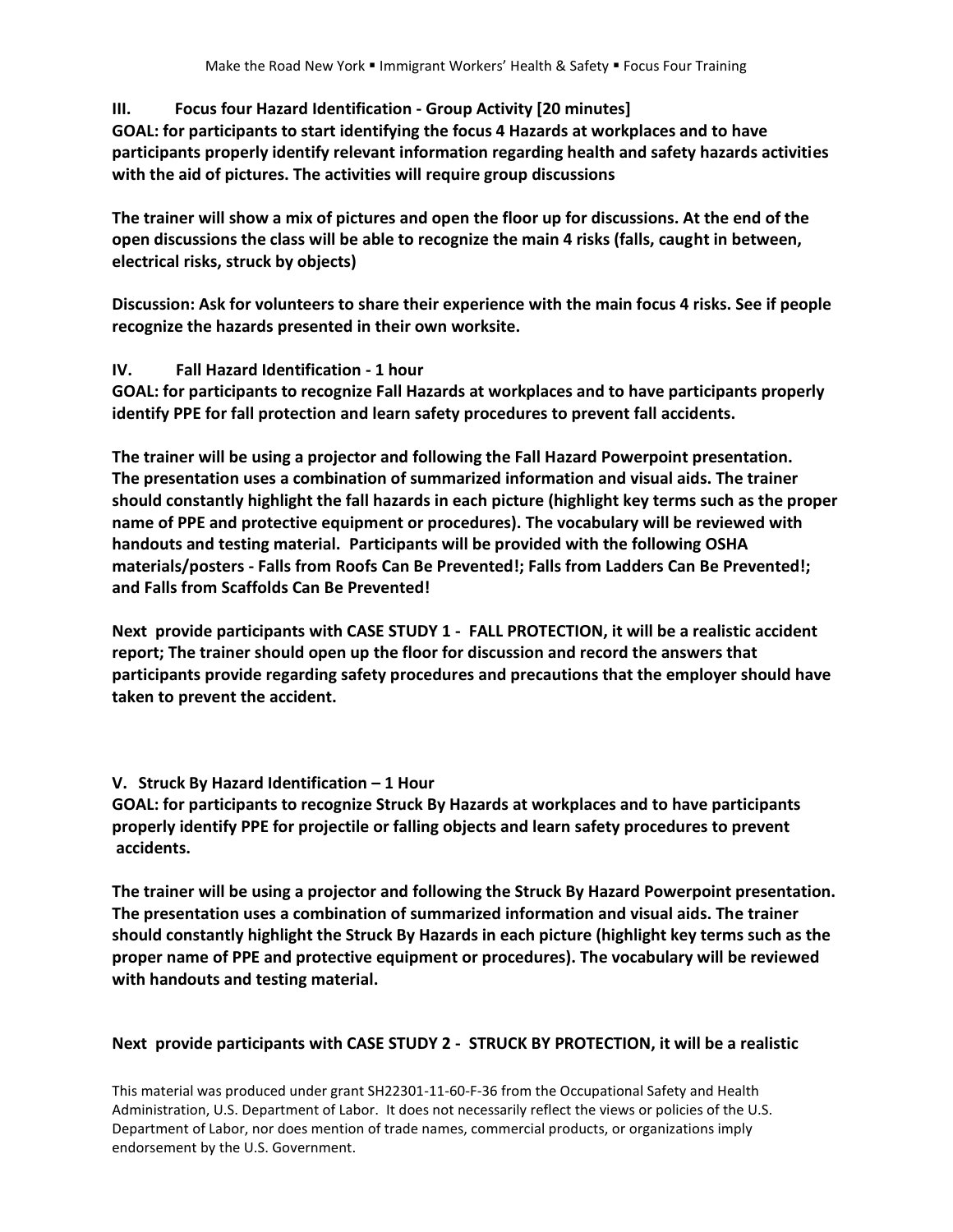### III. Focus four Hazard Identification - Group Activity [20 minutes]

**GOAL: for participants to start identifying the focus 4 Hazards at workplaces and to have participants properly identify relevant information regarding health and safety hazards activities with the aid of pictures. The activities will require group discussions**

**The trainer will show a mix of pictures and open the floor up for discussions. At the end of the open discussions the class will be able to recognize the main 4 risks (falls, caught in between, electrical risks, struck by objects)**

**Discussion: Ask for volunteers to share their experience with the main focus 4 risks. See if people recognize the hazards presented in their own worksite.**

### IV. Fall Hazard Identification - 1 hour

**GOAL: for participants to recognize Fall Hazards at workplaces and to have participants properly identify PPE for fall protection and learn safety procedures to prevent fall accidents.**

**The trainer will be using a projector and following the Fall Hazard Powerpoint presentation. The presentation uses a combination of summarized information and visual aids. The trainer should constantly highlight the fall hazards in each picture (highlight key terms such as the proper name of PPE and protective equipment or procedures). The vocabulary will be reviewed with handouts and testing material. Participants will be provided with the following OSHA materials/posters - Falls from Roofs Can Be Prevented!; Falls from Ladders Can Be Prevented!; and Falls from Scaffolds Can Be Prevented!**

**Next provide participants with CASE STUDY 1 - FALL PROTECTION, it will be a realistic accident report; The trainer should open up the floor for discussion and record the answers that participants provide regarding safety procedures and precautions that the employer should have taken to prevent the accident.**

### V. Struck By Hazard Identification – 1 Hour

**GOAL: for participants to recognize Struck By Hazards at workplaces and to have participants properly identify PPE for projectile or falling objects and learn safety procedures to prevent accidents.**

**The trainer will be using a projector and following the Struck By Hazard Powerpoint presentation. The presentation uses a combination of summarized information and visual aids. The trainer should constantly highlight the Struck By Hazards in each picture (highlight key terms such as the proper name of PPE and protective equipment or procedures). The vocabulary will be reviewed with handouts and testing material.**

**Next provide participants with CASE STUDY 2 - STRUCK BY PROTECTION, it will be a realistic**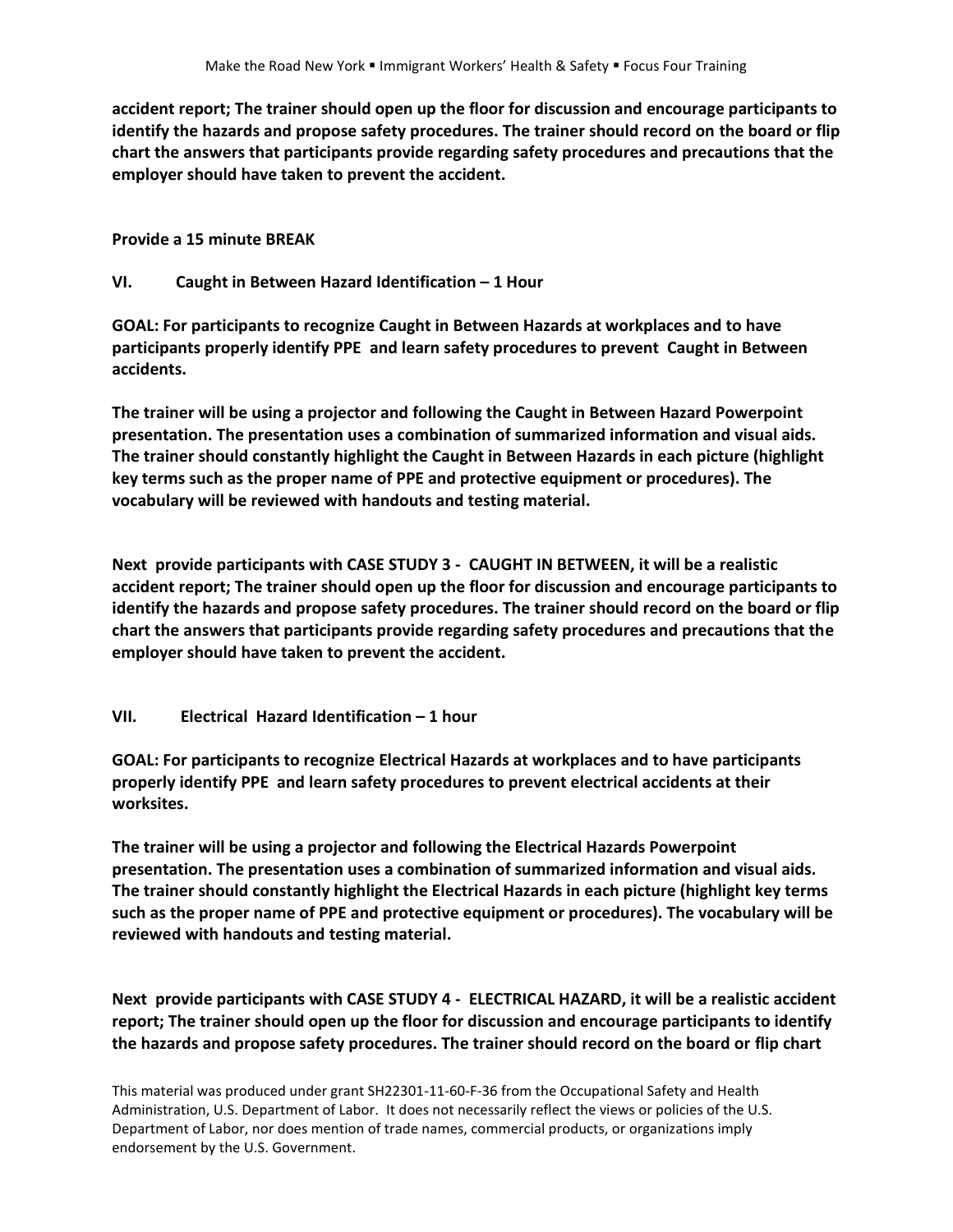**accident report; The trainer should open up the floor for discussion and encourage participants to identify the hazards and propose safety procedures. The trainer should record on the board or flip chart the answers that participants provide regarding safety procedures and precautions that the employer should have taken to prevent the accident.**

**Provide a 15 minute BREAK**

## VI. Caught in Between Hazard Identification – 1 Hour

**GOAL: For participants to recognize Caught in Between Hazards at workplaces and to have participants properly identify PPE and learn safety procedures to prevent Caught in Between accidents.**

**The trainer will be using a projector and following the Caught in Between Hazard Powerpoint presentation. The presentation uses a combination of summarized information and visual aids. The trainer should constantly highlight the Caught in Between Hazards in each picture (highlight key terms such as the proper name of PPE and protective equipment or procedures). The vocabulary will be reviewed with handouts and testing material.**

**Next provide participants with CASE STUDY 3 - CAUGHT IN BETWEEN, it will be a realistic accident report; The trainer should open up the floor for discussion and encourage participants to identify the hazards and propose safety procedures. The trainer should record on the board or flip chart the answers that participants provide regarding safety procedures and precautions that the employer should have taken to prevent the accident.**

## VII. Electrical Hazard Identification – 1 hour

**GOAL: For participants to recognize Electrical Hazards at workplaces and to have participants properly identify PPE and learn safety procedures to prevent electrical accidents at their worksites.**

**The trainer will be using a projector and following the Electrical Hazards Powerpoint presentation. The presentation uses a combination of summarized information and visual aids. The trainer should constantly highlight the Electrical Hazards in each picture (highlight key terms such as the proper name of PPE and protective equipment or procedures). The vocabulary will be reviewed with handouts and testing material.**

**Next provide participants with CASE STUDY 4 - ELECTRICAL HAZARD, it will be a realistic accident report; The trainer should open up the floor for discussion and encourage participants to identify the hazards and propose safety procedures. The trainer should record on the board or flip chart**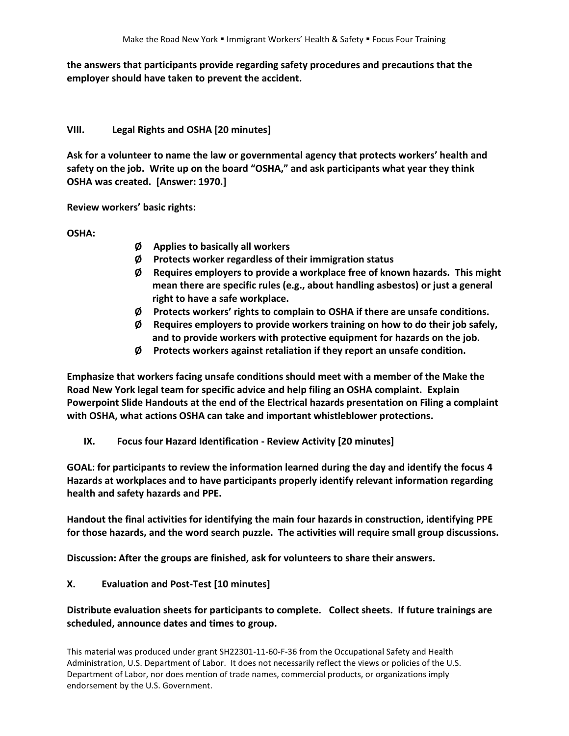**the answers that participants provide regarding safety procedures and precautions that the employer should have taken to prevent the accident.**

## VIII. Legal Rights and OSHA [20 minutes]

**Ask for a volunteer to name the law or governmental agency that protects workers' health and safety on the job. Write up on the board "OSHA," and ask participants what year they think OSHA was created. [Answer: 1970.]**

**Review workers' basic rights:**

**OSHA:**

- **Applies to basically all workers**
- **Protects worker regardless of their immigration status**
- **Requires employers to provide a workplace free of known hazards. This might mean there are specific rules (e.g., about handling asbestos) or just a general right to have a safe workplace.**
- **Protects workers' rights to complain to OSHA if there are unsafe conditions.**
- **Requires employers to provide workers training on how to do their job safely, and to provide workers with protective equipment for hazards on the job.**
- **Protects workers against retaliation if they report an unsafe condition.**

**Emphasize that workers facing unsafe conditions should meet with a member of the Make the Road New York legal team for specific advice and help filing an OSHA complaint. Explain Powerpoint Slide Handouts at the end of the Electrical hazards presentation on Filing a complaint with OSHA, what actions OSHA can take and important whistleblower protections.**

## IX. Focus four Hazard Identification - Review Activity [20 minutes]

**GOAL: for participants to review the information learned during the day and identify the focus 4 Hazards at workplaces and to have participants properly identify relevant information regarding health and safety hazards and PPE.**

**Handout the final activities for identifying the main four hazards in construction, identifying PPE for those hazards, and the word search puzzle. The activities will require small group discussions.**

**Discussion: After the groups are finished, ask for volunteers to share their answers.**

## X. Evaluation and Post-Test [10 minutes]

**Distribute evaluation sheets for participants to complete. Collect sheets. If future trainings are scheduled, announce dates and times to group.**

This material was produced under grant SH22301-11-60-F-36 from the Occupational Safety and Health Administration, U.S. Department of Labor. It does not necessarily reflect the views or policies of the U.S. Department of Labor, nor does mention of trade names, commercial products, or organizations imply endorsement by the U.S. Government.